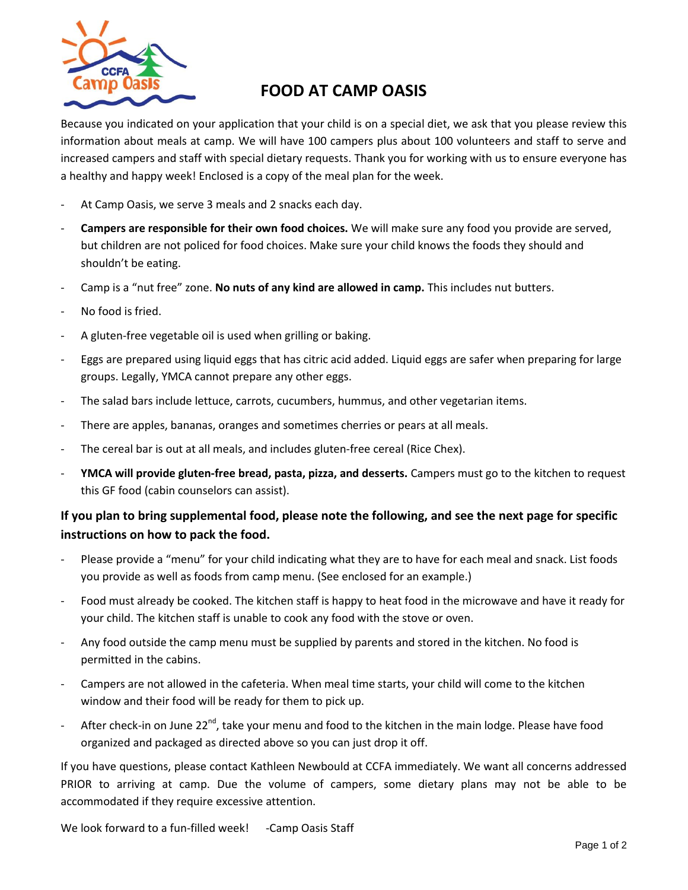# FOOD AT CAMP OASIS

Because you indicated on your application that your child is on a special diet, we ask that you please review this information about meals at camp. We will have 100 campers plus about 100 volunteers and staff to serve and increased campers and staff with special dietary requests. Thank you for working with us to ensure everyone has a healthy and happy week! Enclosed is a copy of the meal plan for the week.

- At Camp Oasis, we serve 3 meals and 2 snacks each day.
- **Campers are responsible for their own food choices.** We will make sure any food you provide are served, but children are not policed for food choices. Make sure your child knows the foods they should and shouldn't be eating.
- Camp is a "nut free" zone. **No nuts of any kind are allowed in camp.** This includes nut butters.
- No food is fried.
- A gluten-free vegetable oil is used when grilling or baking.
- Eggs are prepared using liquid eggs that has citric acid added. Liquid eggs are safer when preparing for large groups. Legally, YMCA cannot prepare any other eggs.
- The salad bars include lettuce, carrots, cucumbers, hummus, and other vegetarian items.
- There are apples, bananas, oranges and sometimes cherries or pears at all meals.
- The cereal bar is out at all meals, and includes gluten-free cereal (Rice Chex).
- **YMCA will provide gluten-free bread, pasta, pizza, and desserts.** Campers must go to the kitchen to request this GF food (cabin counselors can assist).

**If you plan to bring supplemental food, please note the following, and see the next page for specific instructions on how to pack the food.**

- Please provide a "menu" for your child indicating what they are to have for each meal and snack. List foods you provide as well as foods from camp menu. (See enclosed for an example.)
- Food must already be cooked. The kitchen staff is happy to heat food in the microwave and have it ready for your child. The kitchen staff is unable to cook any food with the stove or oven.
- Any food outside the camp menu must be supplied by parents and stored in the kitchen. No food is permitted in the cabins.
- Campers are not allowed in the cafeteria. When meal time starts, your child will come to the kitchen window and their food will be ready for them to pick up.
- After check-in on June 22nd, take your menu and food to the kitchen in the main lodge. Please have food organized and packaged as directed above so you can just drop it off.

If you have questions, please contact Kathleen Newbould at CCFA immediately. We want all concerns addressed PRIOR to arriving at camp. Due the volume of campers, some dietary plans may not be able to be accommodated if they require excessive attention.

We look forward to a fun-filled week! -Camp Oasis Staff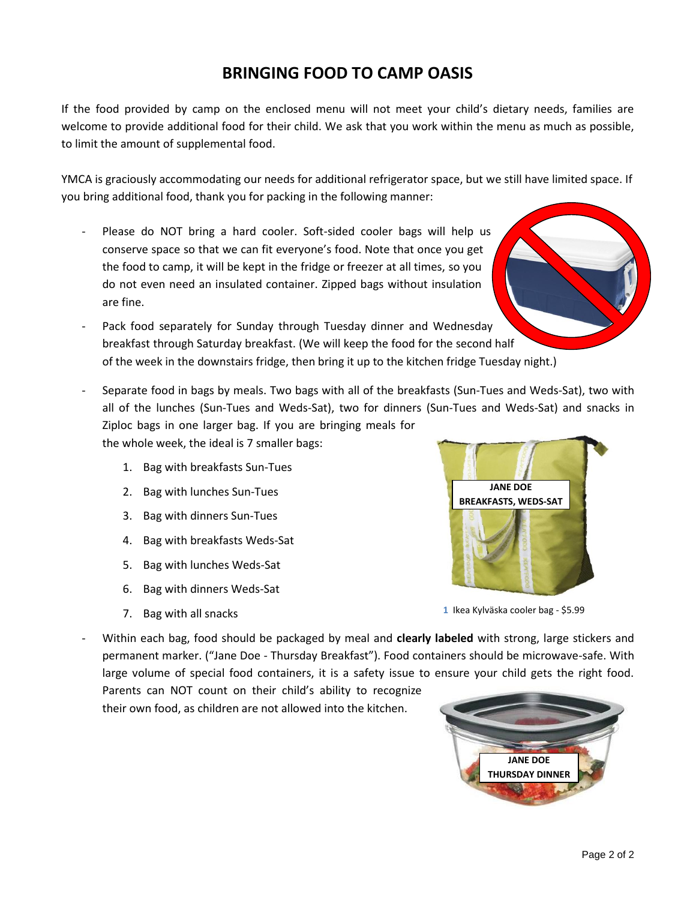# BRINGING FOOD TO CAMP OASIS

If the food provided by camp on the enclosed menu will not meet your child's dietary needs, families are welcome to provide additional food for their child. We ask that you work within the menu as much as possible, to limit the amount of supplemental food.

YMCA is graciously accommodating our needs for additional refrigerator space, but we still have limited space. If you bring additional food, thank you for packing in the following manner:

- Please do NOT bring a hard cooler. Soft-sided cooler bags will help us conserve space so that we can fit everyone's food. Note that once you get the food to camp, it will be kept in the fridge or freezer at all times, so you do not even need an insulated container. Zipped bags without insulation are fine.
- Pack food separately for Sunday through Tuesday dinner and Wednesday breakfast through Saturday breakfast. (We will keep the food for the second half of the week in the downstairs fridge, then bring it up to the kitchen fridge Tuesday night.)
- Separate food in bags by meals. Two bags with all of the breakfasts (Sun-Tues and Weds-Sat), two with all of the lunches (Sun-Tues and Weds-Sat), two for dinners (Sun-Tues and Weds-Sat) and snacks in Ziploc bags in one larger bag. If you are bringing meals for the whole week, the ideal is 7 smaller bags:
  1. Bag with breakfasts Sun-Tues
  2. Bag with lunches Sun-Tues
  3. Bag with dinners Sun-Tues
  4. Bag with breakfasts Weds-Sat
  5. Bag with lunches Weds-Sat
  6. Bag with dinners Weds-Sat
  7. Bag with all snacks

JANE DOE
BREAKFASTS, WEDS-SAT

1 Ikea Kylväska cooler bag - $5.99

- Within each bag, food should be packaged by meal and **clearly labeled** with strong, large stickers and permanent marker. ("Jane Doe - Thursday Breakfast"). Food containers should be microwave-safe. With large volume of special food containers, it is a safety issue to ensure your child gets the right food. Parents can NOT count on their child's ability to recognize their own food, as children are not allowed into the kitchen.

JANE DOE
THURSDAY DINNER